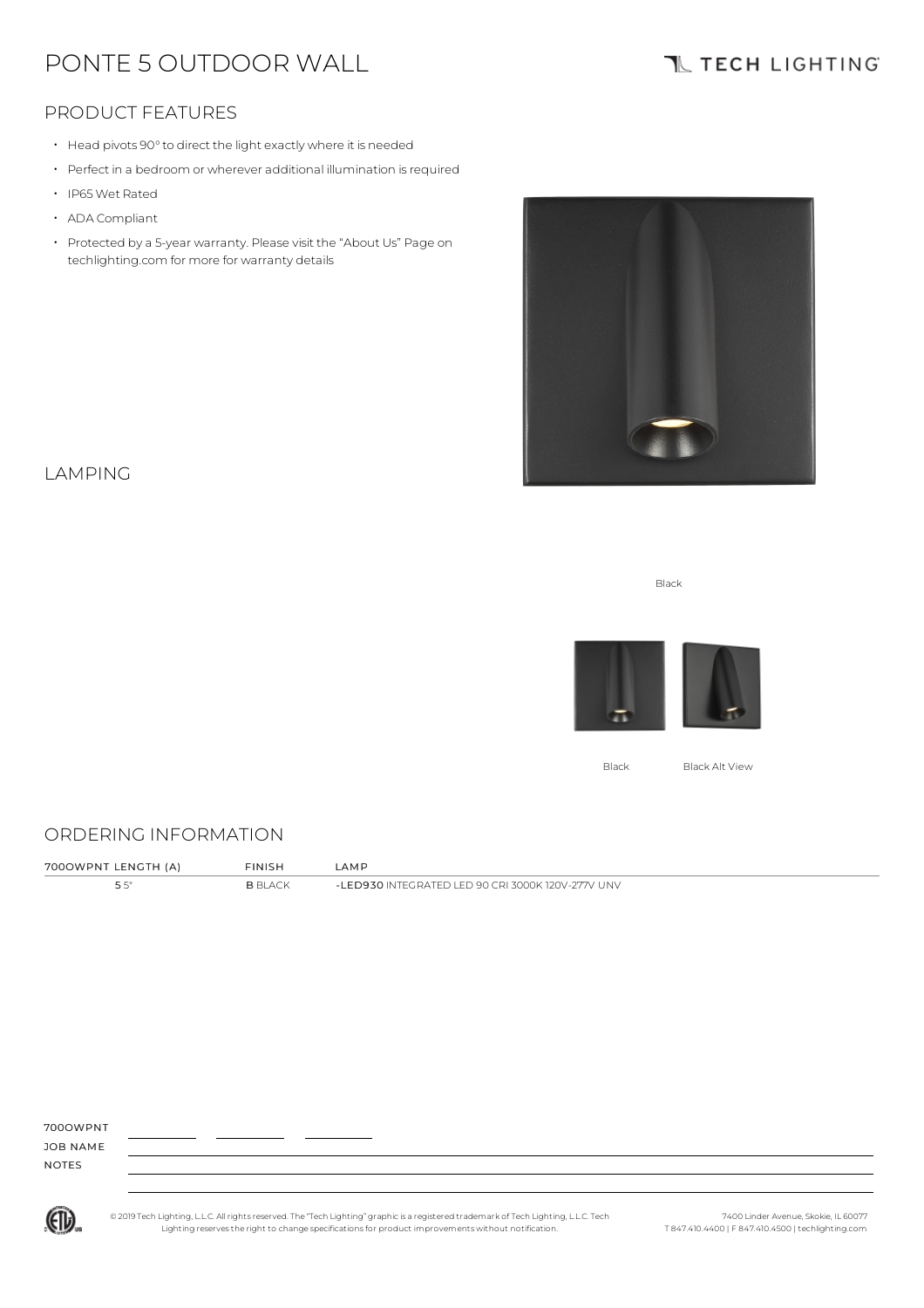# PONTE 5 OUTDOOR WALL

TECH LIGHTING

## PRODUCT FEATURES

- Head pivots 90° to direct the light exactly where it is needed
- Perfect in a bedroom or wherever additional illumination is required
- IP65 Wet Rated
- ADA Compliant
- Protected by a 5-year warranty. Please visit the "About Us" Page on techlighting.com for more for warranty details

## LAMPING

Black

Black Black Alt View

## ORDERING INFORMATION

| 700OWPNT LENGTH (A) | FINISH | LAMP |
|---|---|---|
| **5** 5" | **B** BLACK | **-LED930** INTEGRATED LED 90 CRI 3000K 120V-277V UNV |

700OWPNT \_\_\_\_\_\_\_\_ \_\_\_\_\_\_\_\_ \_\_\_\_\_\_\_\_

JOB NAME

NOTES

© 2019 Tech Lighting, L.L.C. All rights reserved. The "Tech Lighting" graphic is a registered trademark of Tech Lighting, L.L.C. Tech Lighting reserves the right to change specifications for product improvements without notification.

7400 Linder Avenue, Skokie, IL 60077
T 847.410.4400 | F 847.410.4500 | techlighting.com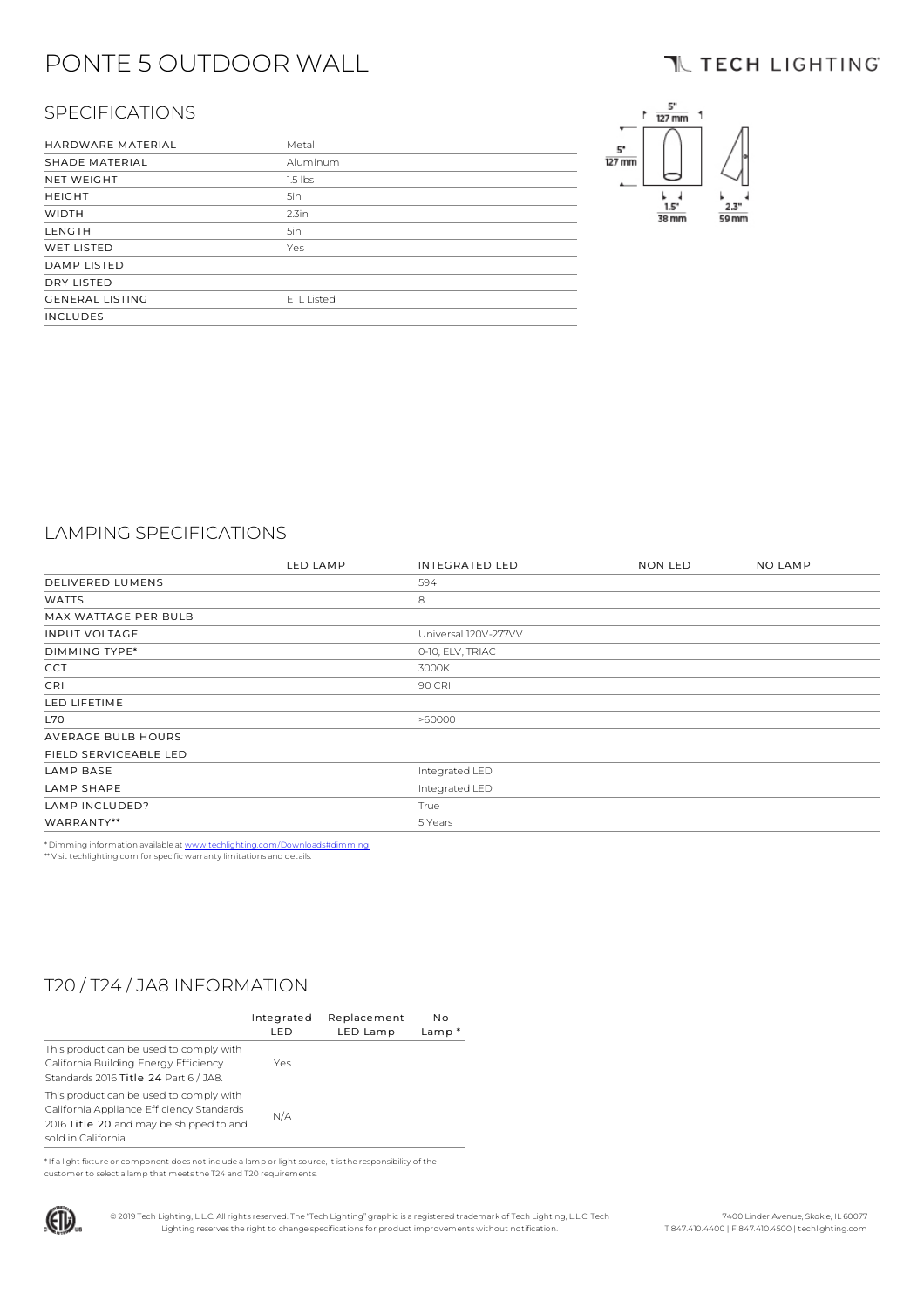# PONTE 5 OUTDOOR WALL

TECH LIGHTING

## SPECIFICATIONS

| | |
|---|---|
| HARDWARE MATERIAL | Metal |
| SHADE MATERIAL | Aluminum |
| NET WEIGHT | 1.5 lbs |
| HEIGHT | 5in |
| WIDTH | 2.3in |
| LENGTH | 5in |
| WET LISTED | Yes |
| DAMP LISTED | |
| DRY LISTED | |
| GENERAL LISTING | ETL Listed |
| INCLUDES | |

5"
127 mm
5"
127 mm
1.5"
38 mm
2.3"
59 mm

## LAMPING SPECIFICATIONS

| | LED LAMP | INTEGRATED LED | NON LED | NO LAMP |
|---|---|---|---|---|
| DELIVERED LUMENS | | 594 | | |
| WATTS | | 8 | | |
| MAX WATTAGE PER BULB | | | | |
| INPUT VOLTAGE | | Universal 120V-277VV | | |
| DIMMING TYPE* | | 0-10, ELV, TRIAC | | |
| CCT | | 3000K | | |
| CRI | | 90 CRI | | |
| LED LIFETIME | | | | |
| L70 | | >60000 | | |
| AVERAGE BULB HOURS | | | | |
| FIELD SERVICEABLE LED | | | | |
| LAMP BASE | | Integrated LED | | |
| LAMP SHAPE | | Integrated LED | | |
| LAMP INCLUDED? | | True | | |
| WARRANTY** | | 5 Years | | |

* Dimming information available at www.techlighting.com/Downloads#dimming
** Visit techlighting.com for specific warranty limitations and details.

## T20 / T24 / JA8 INFORMATION

| | Integrated LED | Replacement LED Lamp | No Lamp * |
|---|---|---|---|
| This product can be used to comply with California Building Energy Efficiency Standards 2016 Title 24 Part 6 / JA8. | Yes | | |
| This product can be used to comply with California Appliance Efficiency Standards 2016 Title 20 and may be shipped to and sold in California. | N/A | | |

* If a light fixture or component does not include a lamp or light source, it is the responsibility of the customer to select a lamp that meets the T24 and T20 requirements.

© 2019 Tech Lighting, L.L.C. All rights reserved. The "Tech Lighting" graphic is a registered trademark of Tech Lighting, L.L.C. Tech Lighting reserves the right to change specifications for product improvements without notification.

7400 Linder Avenue, Skokie, IL 60077
T 847.410.4400 | F 847.410.4500 | techlighting.com